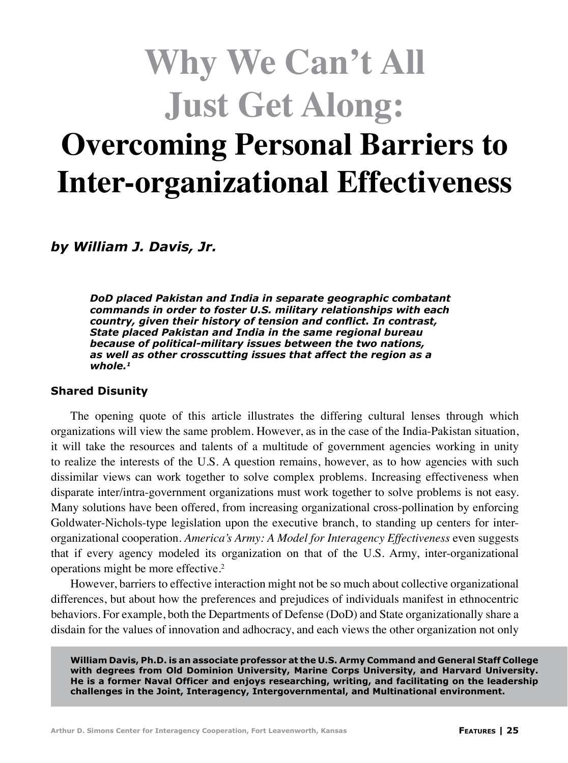# Why We Can't All Just Get Along: Overcoming Personal Barriers to Inter-organizational Effectiveness

***by William J. Davis, Jr.***

> ***DoD placed Pakistan and India in separate geographic combatant commands in order to foster U.S. military relationships with each country, given their history of tension and conflict. In contrast, State placed Pakistan and India in the same regional bureau because of political-military issues between the two nations, as well as other crosscutting issues that affect the region as a whole.[1]***

### Shared Disunity

The opening quote of this article illustrates the differing cultural lenses through which organizations will view the same problem. However, as in the case of the India-Pakistan situation, it will take the resources and talents of a multitude of government agencies working in unity to realize the interests of the U.S. A question remains, however, as to how agencies with such dissimilar views can work together to solve complex problems. Increasing effectiveness when disparate inter/intra-government organizations must work together to solve problems is not easy. Many solutions have been offered, from increasing organizational cross-pollination by enforcing Goldwater-Nichols-type legislation upon the executive branch, to standing up centers for inter-organizational cooperation. *America's Army: A Model for Interagency Effectiveness* even suggests that if every agency modeled its organization on that of the U.S. Army, inter-organizational operations might be more effective.[2]

However, barriers to effective interaction might not be so much about collective organizational differences, but about how the preferences and prejudices of individuals manifest in ethnocentric behaviors. For example, both the Departments of Defense (DoD) and State organizationally share a disdain for the values of innovation and adhocracy, and each views the other organization not only

**William Davis, Ph.D. is an associate professor at the U.S. Army Command and General Staff College with degrees from Old Dominion University, Marine Corps University, and Harvard University. He is a former Naval Officer and enjoys researching, writing, and facilitating on the leadership challenges in the Joint, Interagency, Intergovernmental, and Multinational environment.**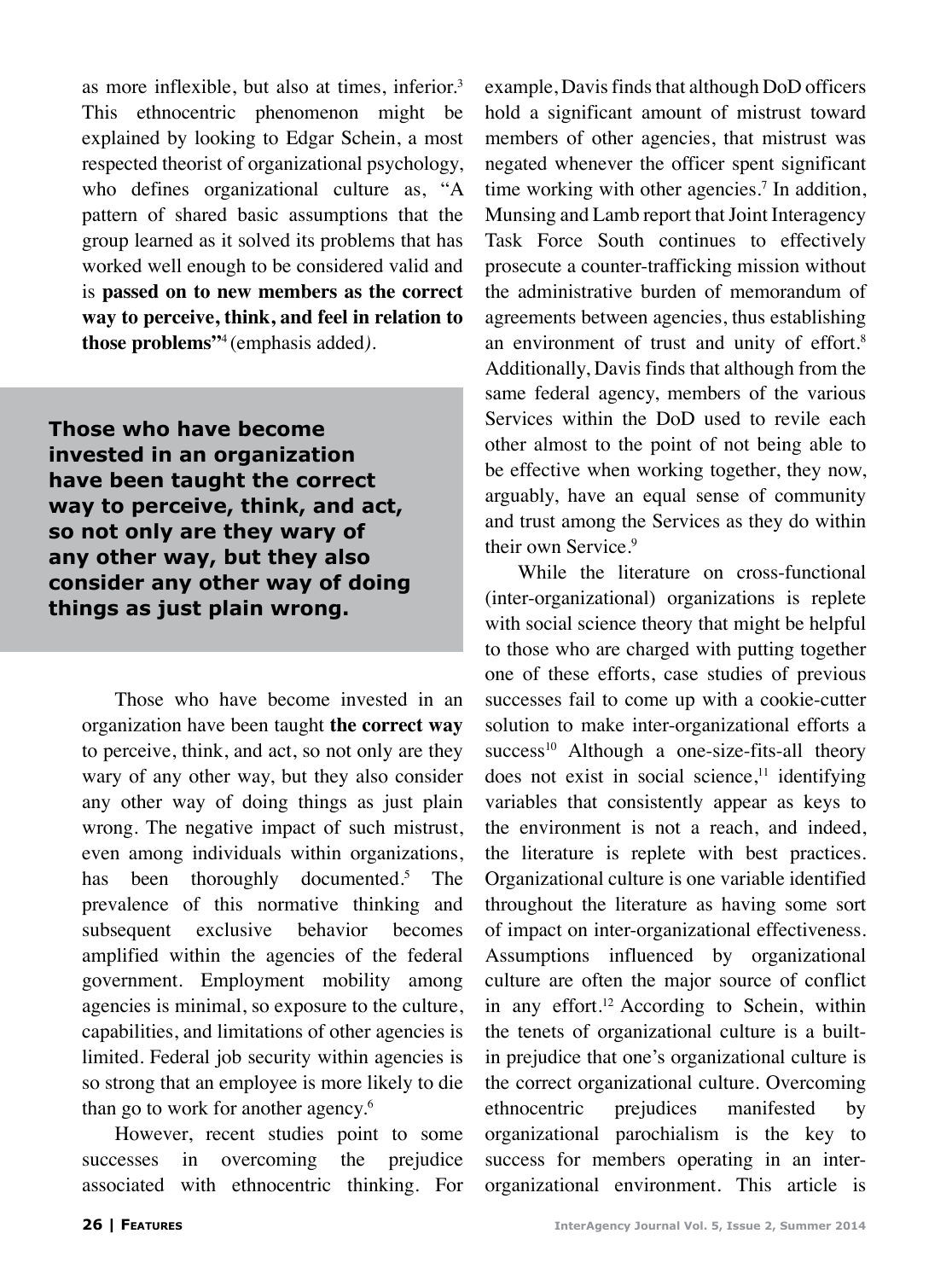as more inflexible, but also at times, inferior.[3] This ethnocentric phenomenon might be explained by looking to Edgar Schein, a most respected theorist of organizational psychology, who defines organizational culture as, "A pattern of shared basic assumptions that the group learned as it solved its problems that has worked well enough to be considered valid and is **passed on to new members as the correct way to perceive, think, and feel in relation to those problems"**[4] (emphasis added).

**Those who have become invested in an organization have been taught the correct way to perceive, think, and act, so not only are they wary of any other way, but they also consider any other way of doing things as just plain wrong.**

Those who have become invested in an organization have been taught **the correct way** to perceive, think, and act, so not only are they wary of any other way, but they also consider any other way of doing things as just plain wrong. The negative impact of such mistrust, even among individuals within organizations, has been thoroughly documented.[5] The prevalence of this normative thinking and subsequent exclusive behavior becomes amplified within the agencies of the federal government. Employment mobility among agencies is minimal, so exposure to the culture, capabilities, and limitations of other agencies is limited. Federal job security within agencies is so strong that an employee is more likely to die than go to work for another agency.[6]

However, recent studies point to some successes in overcoming the prejudice associated with ethnocentric thinking. For example, Davis finds that although DoD officers hold a significant amount of mistrust toward members of other agencies, that mistrust was negated whenever the officer spent significant time working with other agencies.[7] In addition, Munsing and Lamb report that Joint Interagency Task Force South continues to effectively prosecute a counter-trafficking mission without the administrative burden of memorandum of agreements between agencies, thus establishing an environment of trust and unity of effort.[8] Additionally, Davis finds that although from the same federal agency, members of the various Services within the DoD used to revile each other almost to the point of not being able to be effective when working together, they now, arguably, have an equal sense of community and trust among the Services as they do within their own Service.[9]

While the literature on cross-functional (inter-organizational) organizations is replete with social science theory that might be helpful to those who are charged with putting together one of these efforts, case studies of previous successes fail to come up with a cookie-cutter solution to make inter-organizational efforts a success[10] Although a one-size-fits-all theory does not exist in social science,[11] identifying variables that consistently appear as keys to the environment is not a reach, and indeed, the literature is replete with best practices. Organizational culture is one variable identified throughout the literature as having some sort of impact on inter-organizational effectiveness. Assumptions influenced by organizational culture are often the major source of conflict in any effort.[12] According to Schein, within the tenets of organizational culture is a built-in prejudice that one's organizational culture is the correct organizational culture. Overcoming ethnocentric prejudices manifested by organizational parochialism is the key to success for members operating in an inter-organizational environment. This article is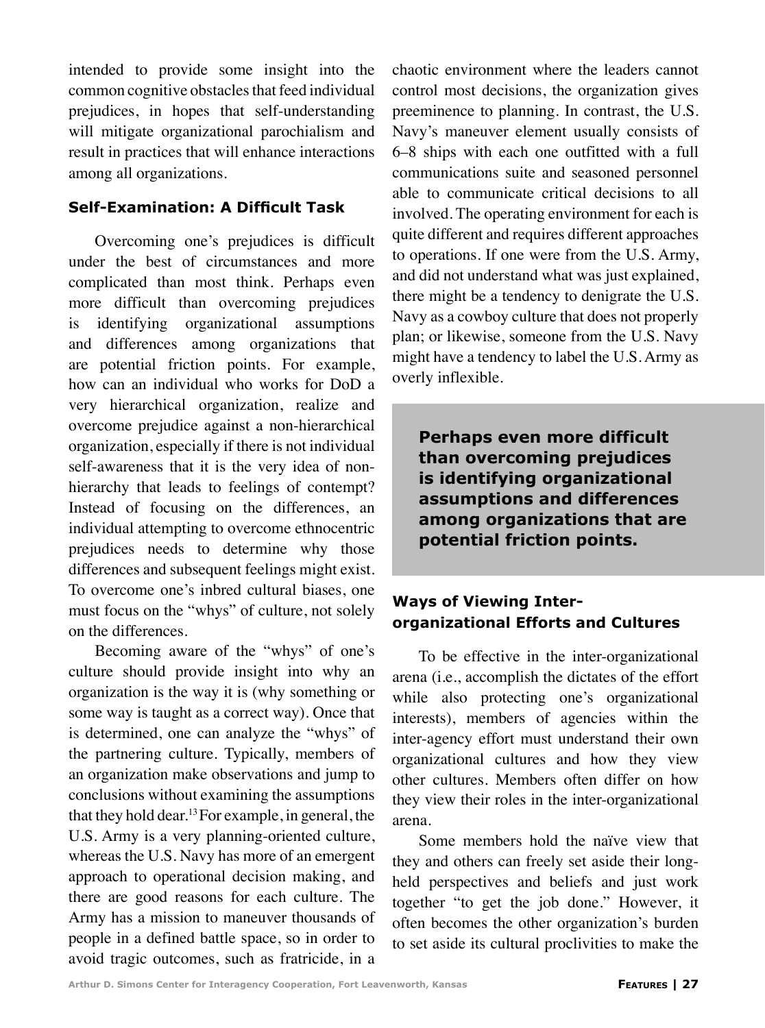intended to provide some insight into the common cognitive obstacles that feed individual prejudices, in hopes that self-understanding will mitigate organizational parochialism and result in practices that will enhance interactions among all organizations.

### Self-Examination: A Difficult Task

Overcoming one's prejudices is difficult under the best of circumstances and more complicated than most think. Perhaps even more difficult than overcoming prejudices is identifying organizational assumptions and differences among organizations that are potential friction points. For example, how can an individual who works for DoD a very hierarchical organization, realize and overcome prejudice against a non-hierarchical organization, especially if there is not individual self-awareness that it is the very idea of non-hierarchy that leads to feelings of contempt? Instead of focusing on the differences, an individual attempting to overcome ethnocentric prejudices needs to determine why those differences and subsequent feelings might exist. To overcome one's inbred cultural biases, one must focus on the "whys" of culture, not solely on the differences.

Becoming aware of the "whys" of one's culture should provide insight into why an organization is the way it is (why something or some way is taught as a correct way). Once that is determined, one can analyze the "whys" of the partnering culture. Typically, members of an organization make observations and jump to conclusions without examining the assumptions that they hold dear.[13] For example, in general, the U.S. Army is a very planning-oriented culture, whereas the U.S. Navy has more of an emergent approach to operational decision making, and there are good reasons for each culture. The Army has a mission to maneuver thousands of people in a defined battle space, so in order to avoid tragic outcomes, such as fratricide, in a chaotic environment where the leaders cannot control most decisions, the organization gives preeminence to planning. In contrast, the U.S. Navy's maneuver element usually consists of 6–8 ships with each one outfitted with a full communications suite and seasoned personnel able to communicate critical decisions to all involved. The operating environment for each is quite different and requires different approaches to operations. If one were from the U.S. Army, and did not understand what was just explained, there might be a tendency to denigrate the U.S. Navy as a cowboy culture that does not properly plan; or likewise, someone from the U.S. Navy might have a tendency to label the U.S. Army as overly inflexible.

> **Perhaps even more difficult than overcoming prejudices is identifying organizational assumptions and differences among organizations that are potential friction points.**

### Ways of Viewing Inter-organizational Efforts and Cultures

To be effective in the inter-organizational arena (i.e., accomplish the dictates of the effort while also protecting one's organizational interests), members of agencies within the inter-agency effort must understand their own organizational cultures and how they view other cultures. Members often differ on how they view their roles in the inter-organizational arena.

Some members hold the naïve view that they and others can freely set aside their long-held perspectives and beliefs and just work together "to get the job done." However, it often becomes the other organization's burden to set aside its cultural proclivities to make the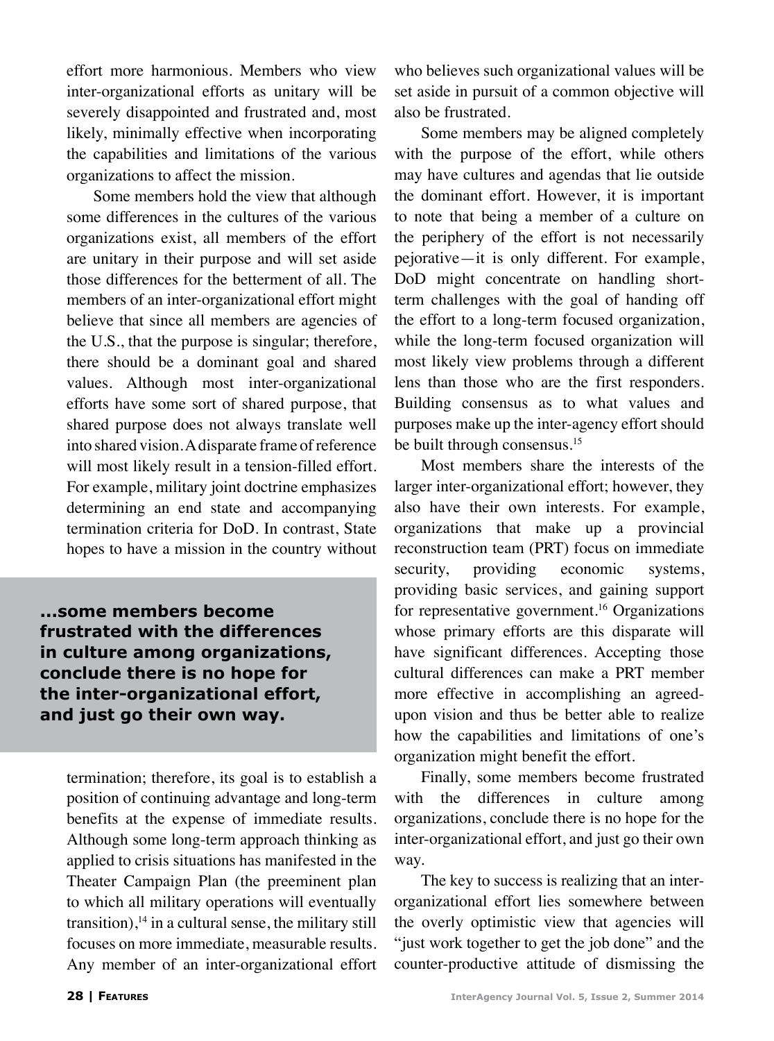effort more harmonious. Members who view inter-organizational efforts as unitary will be severely disappointed and frustrated and, most likely, minimally effective when incorporating the capabilities and limitations of the various organizations to affect the mission.

Some members hold the view that although some differences in the cultures of the various organizations exist, all members of the effort are unitary in their purpose and will set aside those differences for the betterment of all. The members of an inter-organizational effort might believe that since all members are agencies of the U.S., that the purpose is singular; therefore, there should be a dominant goal and shared values. Although most inter-organizational efforts have some sort of shared purpose, that shared purpose does not always translate well into shared vision. A disparate frame of reference will most likely result in a tension-filled effort. For example, military joint doctrine emphasizes determining an end state and accompanying termination criteria for DoD. In contrast, State hopes to have a mission in the country without termination; therefore, its goal is to establish a position of continuing advantage and long-term benefits at the expense of immediate results. Although some long-term approach thinking as applied to crisis situations has manifested in the Theater Campaign Plan (the preeminent plan to which all military operations will eventually transition),[14] in a cultural sense, the military still focuses on more immediate, measurable results. Any member of an inter-organizational effort who believes such organizational values will be set aside in pursuit of a common objective will also be frustrated.

> **...some members become frustrated with the differences in culture among organizations, conclude there is no hope for the inter-organizational effort, and just go their own way.**

Some members may be aligned completely with the purpose of the effort, while others may have cultures and agendas that lie outside the dominant effort. However, it is important to note that being a member of a culture on the periphery of the effort is not necessarily pejorative—it is only different. For example, DoD might concentrate on handling short-term challenges with the goal of handing off the effort to a long-term focused organization, while the long-term focused organization will most likely view problems through a different lens than those who are the first responders. Building consensus as to what values and purposes make up the inter-agency effort should be built through consensus.[15]

Most members share the interests of the larger inter-organizational effort; however, they also have their own interests. For example, organizations that make up a provincial reconstruction team (PRT) focus on immediate security, providing economic systems, providing basic services, and gaining support for representative government.[16] Organizations whose primary efforts are this disparate will have significant differences. Accepting those cultural differences can make a PRT member more effective in accomplishing an agreed-upon vision and thus be better able to realize how the capabilities and limitations of one's organization might benefit the effort.

Finally, some members become frustrated with the differences in culture among organizations, conclude there is no hope for the inter-organizational effort, and just go their own way.

The key to success is realizing that an inter-organizational effort lies somewhere between the overly optimistic view that agencies will "just work together to get the job done" and the counter-productive attitude of dismissing the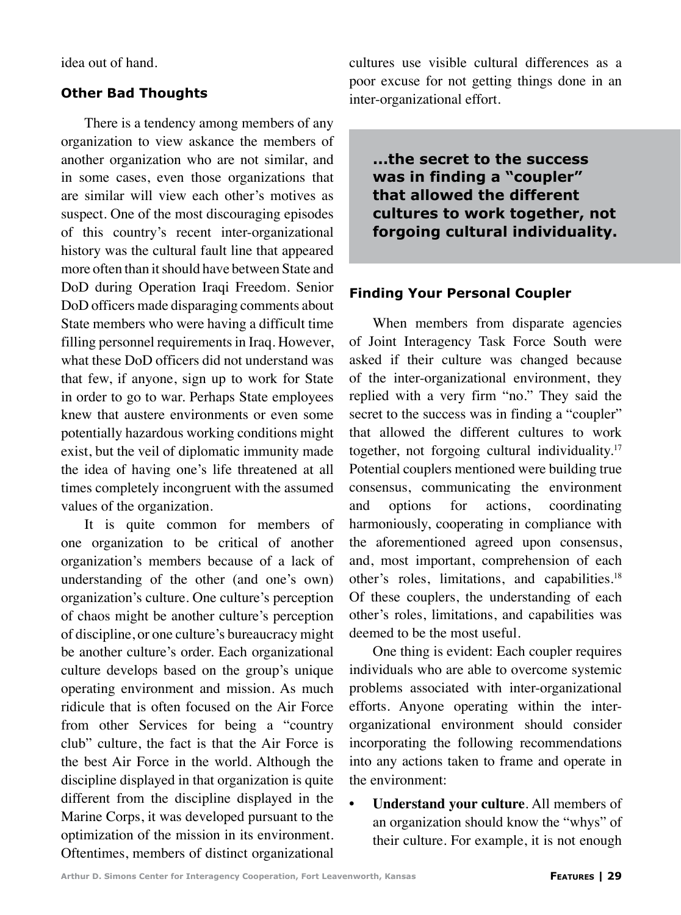idea out of hand.

### Other Bad Thoughts

There is a tendency among members of any organization to view askance the members of another organization who are not similar, and in some cases, even those organizations that are similar will view each other's motives as suspect. One of the most discouraging episodes of this country's recent inter-organizational history was the cultural fault line that appeared more often than it should have between State and DoD during Operation Iraqi Freedom. Senior DoD officers made disparaging comments about State members who were having a difficult time filling personnel requirements in Iraq. However, what these DoD officers did not understand was that few, if anyone, sign up to work for State in order to go to war. Perhaps State employees knew that austere environments or even some potentially hazardous working conditions might exist, but the veil of diplomatic immunity made the idea of having one's life threatened at all times completely incongruent with the assumed values of the organization.

It is quite common for members of one organization to be critical of another organization's members because of a lack of understanding of the other (and one's own) organization's culture. One culture's perception of chaos might be another culture's perception of discipline, or one culture's bureaucracy might be another culture's order. Each organizational culture develops based on the group's unique operating environment and mission. As much ridicule that is often focused on the Air Force from other Services for being a "country club" culture, the fact is that the Air Force is the best Air Force in the world. Although the discipline displayed in that organization is quite different from the discipline displayed in the Marine Corps, it was developed pursuant to the optimization of the mission in its environment. Oftentimes, members of distinct organizational cultures use visible cultural differences as a poor excuse for not getting things done in an inter-organizational effort.

> **...the secret to the success was in finding a "coupler" that allowed the different cultures to work together, not forgoing cultural individuality.**

### Finding Your Personal Coupler

When members from disparate agencies of Joint Interagency Task Force South were asked if their culture was changed because of the inter-organizational environment, they replied with a very firm "no." They said the secret to the success was in finding a "coupler" that allowed the different cultures to work together, not forgoing cultural individuality.[17] Potential couplers mentioned were building true consensus, communicating the environment and options for actions, coordinating harmoniously, cooperating in compliance with the aforementioned agreed upon consensus, and, most important, comprehension of each other's roles, limitations, and capabilities.[18] Of these couplers, the understanding of each other's roles, limitations, and capabilities was deemed to be the most useful.

One thing is evident: Each coupler requires individuals who are able to overcome systemic problems associated with inter-organizational efforts. Anyone operating within the inter-organizational environment should consider incorporating the following recommendations into any actions taken to frame and operate in the environment:

- **Understand your culture**. All members of an organization should know the "whys" of their culture. For example, it is not enough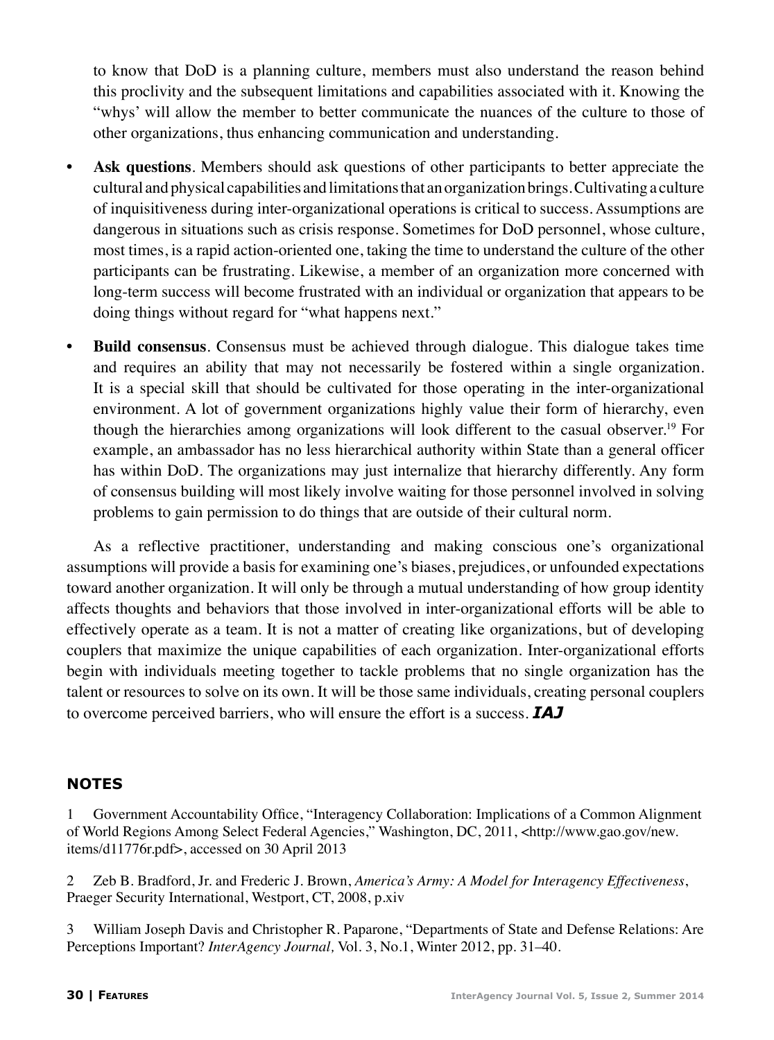to know that DoD is a planning culture, members must also understand the reason behind this proclivity and the subsequent limitations and capabilities associated with it. Knowing the "whys' will allow the member to better communicate the nuances of the culture to those of other organizations, thus enhancing communication and understanding.

- **Ask questions**. Members should ask questions of other participants to better appreciate the cultural and physical capabilities and limitations that an organization brings. Cultivating a culture of inquisitiveness during inter-organizational operations is critical to success. Assumptions are dangerous in situations such as crisis response. Sometimes for DoD personnel, whose culture, most times, is a rapid action-oriented one, taking the time to understand the culture of the other participants can be frustrating. Likewise, a member of an organization more concerned with long-term success will become frustrated with an individual or organization that appears to be doing things without regard for "what happens next."

- **Build consensus**. Consensus must be achieved through dialogue. This dialogue takes time and requires an ability that may not necessarily be fostered within a single organization. It is a special skill that should be cultivated for those operating in the inter-organizational environment. A lot of government organizations highly value their form of hierarchy, even though the hierarchies among organizations will look different to the casual observer.[19] For example, an ambassador has no less hierarchical authority within State than a general officer has within DoD. The organizations may just internalize that hierarchy differently. Any form of consensus building will most likely involve waiting for those personnel involved in solving problems to gain permission to do things that are outside of their cultural norm.

As a reflective practitioner, understanding and making conscious one's organizational assumptions will provide a basis for examining one's biases, prejudices, or unfounded expectations toward another organization. It will only be through a mutual understanding of how group identity affects thoughts and behaviors that those involved in inter-organizational efforts will be able to effectively operate as a team. It is not a matter of creating like organizations, but of developing couplers that maximize the unique capabilities of each organization. Inter-organizational efforts begin with individuals meeting together to tackle problems that no single organization has the talent or resources to solve on its own. It will be those same individuals, creating personal couplers to overcome perceived barriers, who will ensure the effort is a success. ***IAJ***

## NOTES

1 Government Accountability Office, "Interagency Collaboration: Implications of a Common Alignment of World Regions Among Select Federal Agencies," Washington, DC, 2011, <http://www.gao.gov/new.items/d11776r.pdf>, accessed on 30 April 2013

2 Zeb B. Bradford, Jr. and Frederic J. Brown, *America's Army: A Model for Interagency Effectiveness*, Praeger Security International, Westport, CT, 2008, p.xiv

3 William Joseph Davis and Christopher R. Paparone, "Departments of State and Defense Relations: Are Perceptions Important? *InterAgency Journal,* Vol. 3, No.1, Winter 2012, pp. 31–40.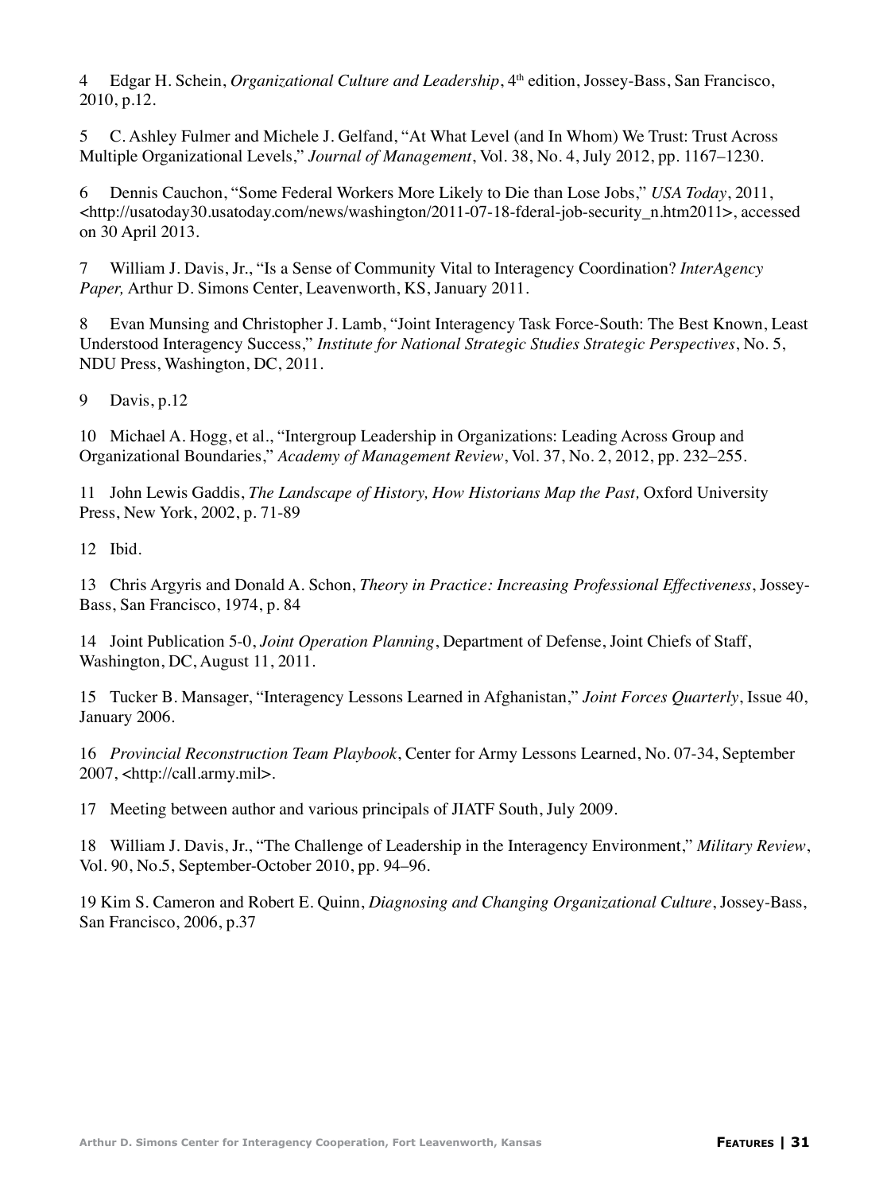4 Edgar H. Schein, *Organizational Culture and Leadership*, 4th edition, Jossey-Bass, San Francisco, 2010, p.12.

5 C. Ashley Fulmer and Michele J. Gelfand, "At What Level (and In Whom) We Trust: Trust Across Multiple Organizational Levels," *Journal of Management*, Vol. 38, No. 4, July 2012, pp. 1167–1230.

6 Dennis Cauchon, "Some Federal Workers More Likely to Die than Lose Jobs," *USA Today*, 2011, <http://usatoday30.usatoday.com/news/washington/2011-07-18-fderal-job-security_n.htm2011>, accessed on 30 April 2013.

7 William J. Davis, Jr., "Is a Sense of Community Vital to Interagency Coordination? *InterAgency Paper,* Arthur D. Simons Center, Leavenworth, KS, January 2011.

8 Evan Munsing and Christopher J. Lamb, "Joint Interagency Task Force-South: The Best Known, Least Understood Interagency Success," *Institute for National Strategic Studies Strategic Perspectives*, No. 5, NDU Press, Washington, DC, 2011.

9 Davis, p.12

10 Michael A. Hogg, et al., "Intergroup Leadership in Organizations: Leading Across Group and Organizational Boundaries," *Academy of Management Review*, Vol. 37, No. 2, 2012, pp. 232–255.

11 John Lewis Gaddis, *The Landscape of History, How Historians Map the Past,* Oxford University Press, New York, 2002, p. 71-89

12 Ibid.

13 Chris Argyris and Donald A. Schon, *Theory in Practice: Increasing Professional Effectiveness*, Jossey-Bass, San Francisco, 1974, p. 84

14 Joint Publication 5-0, *Joint Operation Planning*, Department of Defense, Joint Chiefs of Staff, Washington, DC, August 11, 2011.

15 Tucker B. Mansager, "Interagency Lessons Learned in Afghanistan," *Joint Forces Quarterly*, Issue 40, January 2006.

16 *Provincial Reconstruction Team Playbook*, Center for Army Lessons Learned, No. 07-34, September 2007, <http://call.army.mil>.

17 Meeting between author and various principals of JIATF South, July 2009.

18 William J. Davis, Jr., "The Challenge of Leadership in the Interagency Environment," *Military Review*, Vol. 90, No.5, September-October 2010, pp. 94–96.

19 Kim S. Cameron and Robert E. Quinn, *Diagnosing and Changing Organizational Culture*, Jossey-Bass, San Francisco, 2006, p.37